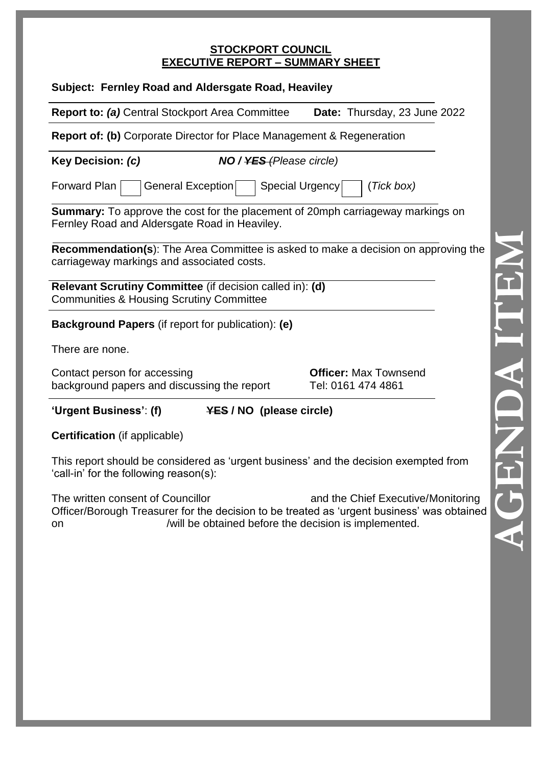**STOCKPORT COUNCIL**
**EXECUTIVE REPORT – SUMMARY SHEET**

**Subject: Fernley Road and Aldersgate Road, Heaviley**

**Report to:** ***(a)*** Central Stockport Area Committee **Date:** Thursday, 23 June 2022

**Report of: (b)** Corporate Director for Place Management & Regeneration

**Key Decision:** ***(c)*** ***NO / ~~YES~~*** *(Please circle)*

Forward Plan ☐ General Exception ☐ Special Urgency ☐ (*Tick box)*

**Summary:** To approve the cost for the placement of 20mph carriageway markings on Fernley Road and Aldersgate Road in Heaviley.

**Recommendation(s**): The Area Committee is asked to make a decision on approving the carriageway markings and associated costs.

**Relevant Scrutiny Committee** (if decision called in): **(d)**
Communities & Housing Scrutiny Committee

**Background Papers** (if report for publication): **(e)**

There are none.

Contact person for accessing background papers and discussing the report

**Officer:** Max Townsend
Tel: 0161 474 4861

**'Urgent Business'**: **(f)** **~~YES~~ / NO (please circle)**

**Certification** (if applicable)

This report should be considered as 'urgent business' and the decision exempted from 'call-in' for the following reason(s):

The written consent of Councillor and the Chief Executive/Monitoring Officer/Borough Treasurer for the decision to be treated as 'urgent business' was obtained on /will be obtained before the decision is implemented.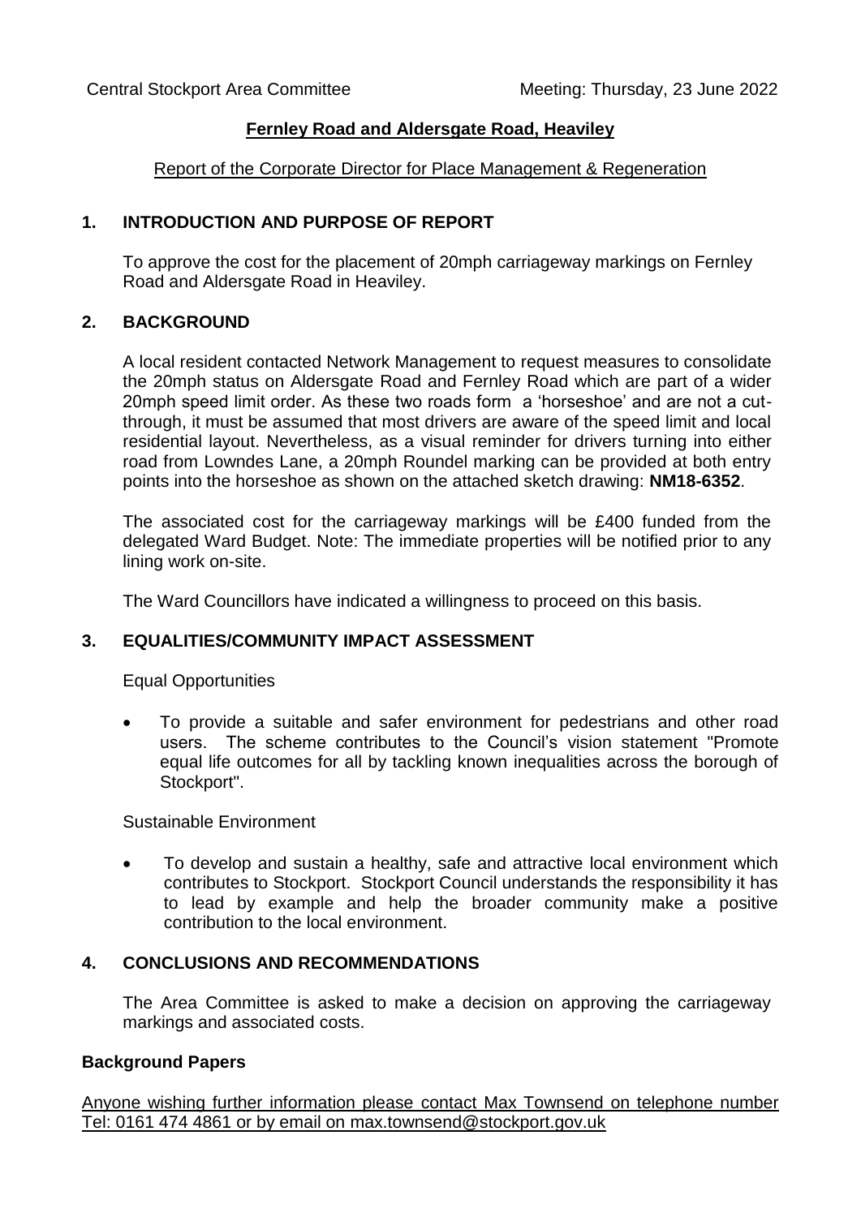Central Stockport Area Committee Meeting: Thursday, 23 June 2022

# Fernley Road and Aldersgate Road, Heaviley

Report of the Corporate Director for Place Management & Regeneration

## 1. INTRODUCTION AND PURPOSE OF REPORT

To approve the cost for the placement of 20mph carriageway markings on Fernley Road and Aldersgate Road in Heaviley.

## 2. BACKGROUND

A local resident contacted Network Management to request measures to consolidate the 20mph status on Aldersgate Road and Fernley Road which are part of a wider 20mph speed limit order. As these two roads form a 'horseshoe' and are not a cut-through, it must be assumed that most drivers are aware of the speed limit and local residential layout. Nevertheless, as a visual reminder for drivers turning into either road from Lowndes Lane, a 20mph Roundel marking can be provided at both entry points into the horseshoe as shown on the attached sketch drawing: **NM18-6352**.

The associated cost for the carriageway markings will be £400 funded from the delegated Ward Budget. Note: The immediate properties will be notified prior to any lining work on-site.

The Ward Councillors have indicated a willingness to proceed on this basis.

## 3. EQUALITIES/COMMUNITY IMPACT ASSESSMENT

Equal Opportunities

- To provide a suitable and safer environment for pedestrians and other road users. The scheme contributes to the Council's vision statement "Promote equal life outcomes for all by tackling known inequalities across the borough of Stockport".

Sustainable Environment

- To develop and sustain a healthy, safe and attractive local environment which contributes to Stockport. Stockport Council understands the responsibility it has to lead by example and help the broader community make a positive contribution to the local environment.

## 4. CONCLUSIONS AND RECOMMENDATIONS

The Area Committee is asked to make a decision on approving the carriageway markings and associated costs.

**Background Papers**

Anyone wishing further information please contact Max Townsend on telephone number Tel: 0161 474 4861 or by email on max.townsend@stockport.gov.uk